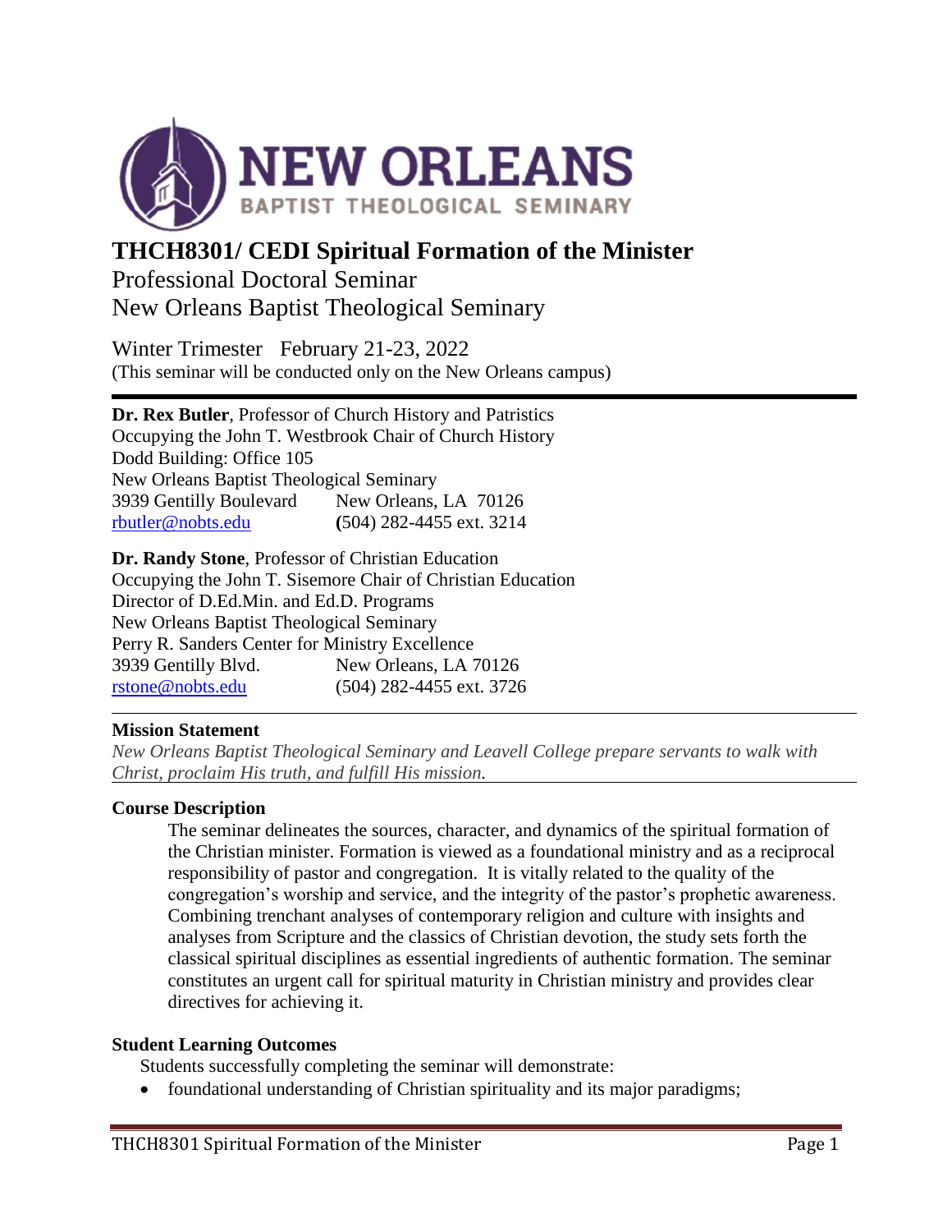# NEW ORLEANS BAPTIST THEOLOGICAL SEMINARY

# THCH8301/ CEDI Spiritual Formation of the Minister

Professional Doctoral Seminar
New Orleans Baptist Theological Seminary

Winter Trimester February 21-23, 2022
(This seminar will be conducted only on the New Orleans campus)

---

**Dr. Rex Butler**, Professor of Church History and Patristics
Occupying the John T. Westbrook Chair of Church History
Dodd Building: Office 105
New Orleans Baptist Theological Seminary
3939 Gentilly Boulevard New Orleans, LA 70126
rbutler@nobts.edu (504) 282-4455 ext. 3214

**Dr. Randy Stone**, Professor of Christian Education
Occupying the John T. Sisemore Chair of Christian Education
Director of D.Ed.Min. and Ed.D. Programs
New Orleans Baptist Theological Seminary
Perry R. Sanders Center for Ministry Excellence
3939 Gentilly Blvd. New Orleans, LA 70126
rstone@nobts.edu (504) 282-4455 ext. 3726

---

**Mission Statement**

*New Orleans Baptist Theological Seminary and Leavell College prepare servants to walk with Christ, proclaim His truth, and fulfill His mission.*

---

**Course Description**

The seminar delineates the sources, character, and dynamics of the spiritual formation of the Christian minister. Formation is viewed as a foundational ministry and as a reciprocal responsibility of pastor and congregation. It is vitally related to the quality of the congregation's worship and service, and the integrity of the pastor's prophetic awareness. Combining trenchant analyses of contemporary religion and culture with insights and analyses from Scripture and the classics of Christian devotion, the study sets forth the classical spiritual disciplines as essential ingredients of authentic formation. The seminar constitutes an urgent call for spiritual maturity in Christian ministry and provides clear directives for achieving it.

**Student Learning Outcomes**

Students successfully completing the seminar will demonstrate:

- foundational understanding of Christian spirituality and its major paradigms;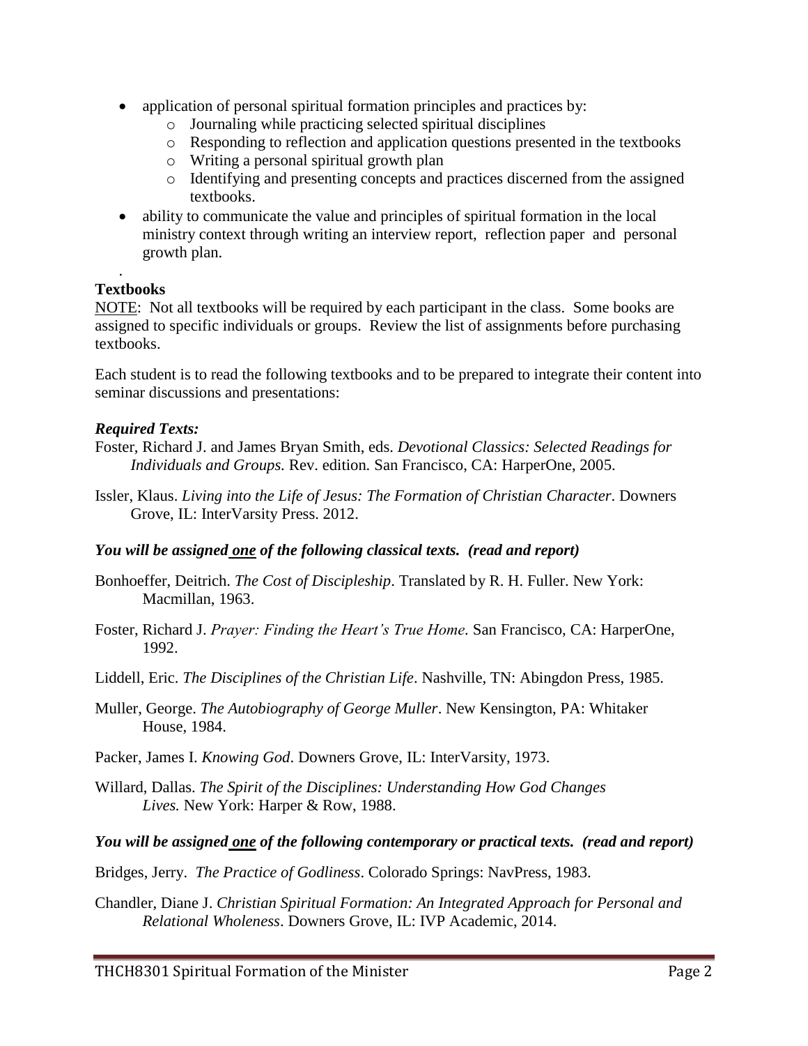- application of personal spiritual formation principles and practices by:
  - Journaling while practicing selected spiritual disciplines
  - Responding to reflection and application questions presented in the textbooks
  - Writing a personal spiritual growth plan
  - Identifying and presenting concepts and practices discerned from the assigned textbooks.
- ability to communicate the value and principles of spiritual formation in the local ministry context through writing an interview report, reflection paper and personal growth plan.

.

**Textbooks**

NOTE: Not all textbooks will be required by each participant in the class. Some books are assigned to specific individuals or groups. Review the list of assignments before purchasing textbooks.

Each student is to read the following textbooks and to be prepared to integrate their content into seminar discussions and presentations:

***Required Texts:***

Foster, Richard J. and James Bryan Smith, eds. *Devotional Classics: Selected Readings for Individuals and Groups.* Rev. edition. San Francisco, CA: HarperOne, 2005.

Issler, Klaus. *Living into the Life of Jesus: The Formation of Christian Character*. Downers Grove, IL: InterVarsity Press. 2012.

***You will be assigned one of the following classical texts. (read and report)***

Bonhoeffer, Deitrich. *The Cost of Discipleship*. Translated by R. H. Fuller. New York: Macmillan, 1963.

Foster, Richard J. *Prayer: Finding the Heart's True Home.* San Francisco, CA: HarperOne, 1992.

Liddell, Eric. *The Disciplines of the Christian Life*. Nashville, TN: Abingdon Press, 1985.

Muller, George. *The Autobiography of George Muller*. New Kensington, PA: Whitaker House, 1984.

Packer, James I. *Knowing God*. Downers Grove, IL: InterVarsity, 1973.

Willard, Dallas. *The Spirit of the Disciplines: Understanding How God Changes Lives.* New York: Harper & Row, 1988.

***You will be assigned one of the following contemporary or practical texts. (read and report)***

Bridges, Jerry. *The Practice of Godliness*. Colorado Springs: NavPress, 1983.

Chandler, Diane J. *Christian Spiritual Formation: An Integrated Approach for Personal and Relational Wholeness*. Downers Grove, IL: IVP Academic, 2014.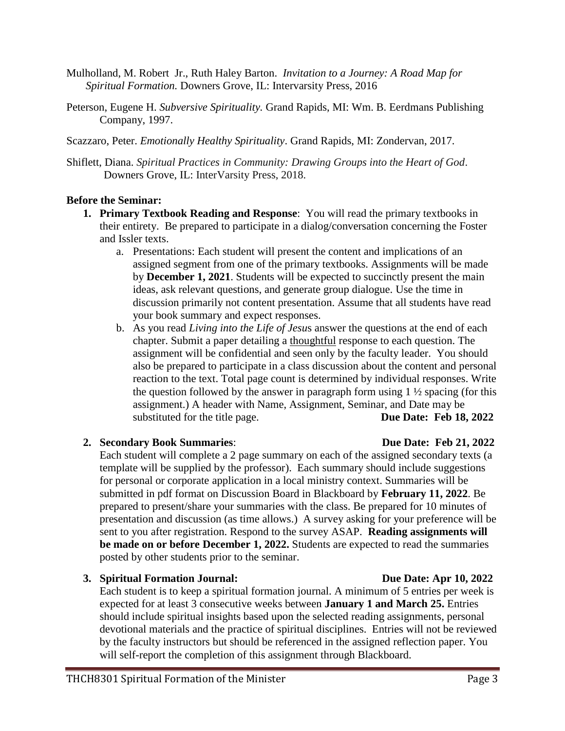Mulholland, M. Robert Jr., Ruth Haley Barton. *Invitation to a Journey: A Road Map for Spiritual Formation.* Downers Grove, IL: Intervarsity Press, 2016

Peterson, Eugene H. *Subversive Spirituality.* Grand Rapids, MI: Wm. B. Eerdmans Publishing Company, 1997.

Scazzaro, Peter. *Emotionally Healthy Spirituality*. Grand Rapids, MI: Zondervan, 2017.

Shiflett, Diana. *Spiritual Practices in Community: Drawing Groups into the Heart of God*. Downers Grove, IL: InterVarsity Press, 2018.

**Before the Seminar:**

1. **Primary Textbook Reading and Response**: You will read the primary textbooks in their entirety. Be prepared to participate in a dialog/conversation concerning the Foster and Issler texts.
   a. Presentations: Each student will present the content and implications of an assigned segment from one of the primary textbooks. Assignments will be made by **December 1, 2021**. Students will be expected to succinctly present the main ideas, ask relevant questions, and generate group dialogue. Use the time in discussion primarily not content presentation. Assume that all students have read your book summary and expect responses.
   b. As you read *Living into the Life of Jesus* answer the questions at the end of each chapter. Submit a paper detailing a <u>thoughtful</u> response to each question. The assignment will be confidential and seen only by the faculty leader. You should also be prepared to participate in a class discussion about the content and personal reaction to the text. Total page count is determined by individual responses. Write the question followed by the answer in paragraph form using 1 ½ spacing (for this assignment.) A header with Name, Assignment, Seminar, and Date may be substituted for the title page. **Due Date: Feb 18, 2022**

2. **Secondary Book Summaries**: **Due Date: Feb 21, 2022**
   Each student will complete a 2 page summary on each of the assigned secondary texts (a template will be supplied by the professor). Each summary should include suggestions for personal or corporate application in a local ministry context. Summaries will be submitted in pdf format on Discussion Board in Blackboard by **February 11, 2022**. Be prepared to present/share your summaries with the class. Be prepared for 10 minutes of presentation and discussion (as time allows.) A survey asking for your preference will be sent to you after registration. Respond to the survey ASAP. **Reading assignments will be made on or before December 1, 2022.** Students are expected to read the summaries posted by other students prior to the seminar.

3. **Spiritual Formation Journal:** **Due Date: Apr 10, 2022**
   Each student is to keep a spiritual formation journal. A minimum of 5 entries per week is expected for at least 3 consecutive weeks between **January 1 and March 25.** Entries should include spiritual insights based upon the selected reading assignments, personal devotional materials and the practice of spiritual disciplines. Entries will not be reviewed by the faculty instructors but should be referenced in the assigned reflection paper. You will self-report the completion of this assignment through Blackboard.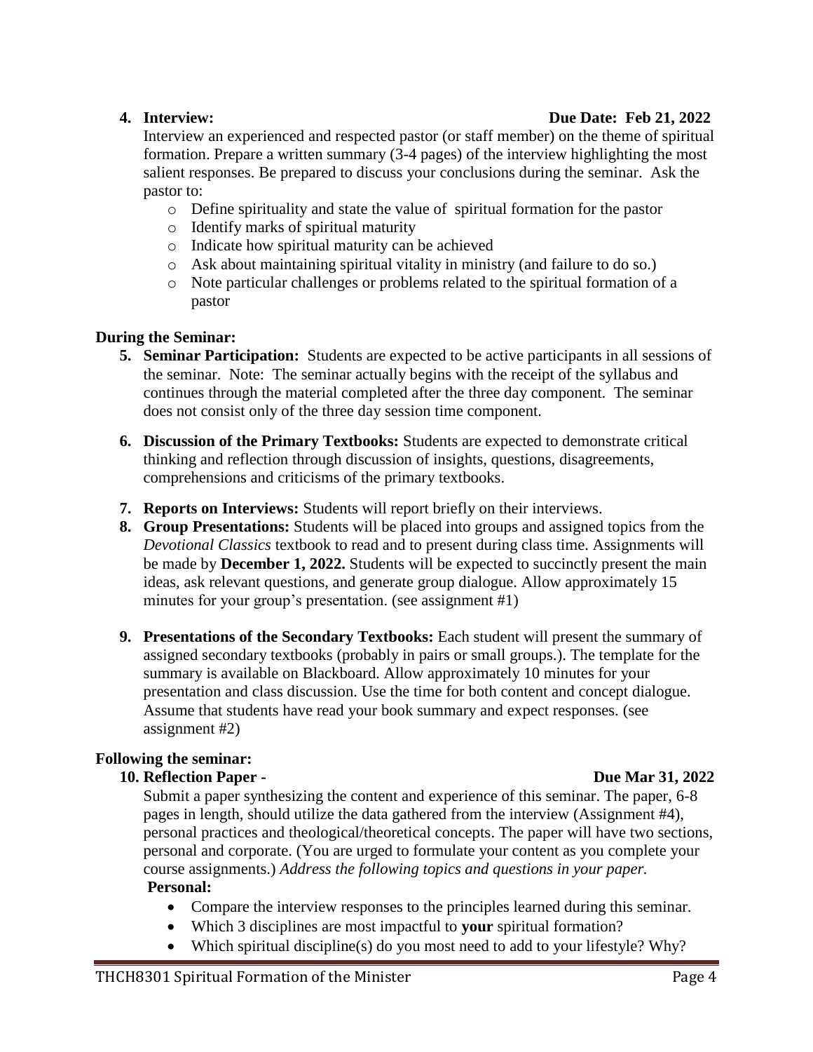4. **Interview:** **Due Date: Feb 21, 2022**

   Interview an experienced and respected pastor (or staff member) on the theme of spiritual formation. Prepare a written summary (3-4 pages) of the interview highlighting the most salient responses. Be prepared to discuss your conclusions during the seminar. Ask the pastor to:

   - Define spirituality and state the value of spiritual formation for the pastor
   - Identify marks of spiritual maturity
   - Indicate how spiritual maturity can be achieved
   - Ask about maintaining spiritual vitality in ministry (and failure to do so.)
   - Note particular challenges or problems related to the spiritual formation of a pastor

**During the Seminar:**

5. **Seminar Participation:** Students are expected to be active participants in all sessions of the seminar. Note: The seminar actually begins with the receipt of the syllabus and continues through the material completed after the three day component. The seminar does not consist only of the three day session time component.

6. **Discussion of the Primary Textbooks:** Students are expected to demonstrate critical thinking and reflection through discussion of insights, questions, disagreements, comprehensions and criticisms of the primary textbooks.

7. **Reports on Interviews:** Students will report briefly on their interviews.

8. **Group Presentations:** Students will be placed into groups and assigned topics from the *Devotional Classics* textbook to read and to present during class time. Assignments will be made by **December 1, 2022.** Students will be expected to succinctly present the main ideas, ask relevant questions, and generate group dialogue. Allow approximately 15 minutes for your group's presentation. (see assignment #1)

9. **Presentations of the Secondary Textbooks:** Each student will present the summary of assigned secondary textbooks (probably in pairs or small groups.). The template for the summary is available on Blackboard. Allow approximately 10 minutes for your presentation and class discussion. Use the time for both content and concept dialogue. Assume that students have read your book summary and expect responses. (see assignment #2)

**Following the seminar:**

10. **Reflection Paper -** **Due Mar 31, 2022**

    Submit a paper synthesizing the content and experience of this seminar. The paper, 6-8 pages in length, should utilize the data gathered from the interview (Assignment #4), personal practices and theological/theoretical concepts. The paper will have two sections, personal and corporate. (You are urged to formulate your content as you complete your course assignments.) *Address the following topics and questions in your paper.*

    **Personal:**

    - Compare the interview responses to the principles learned during this seminar.
    - Which 3 disciplines are most impactful to **your** spiritual formation?
    - Which spiritual discipline(s) do you most need to add to your lifestyle? Why?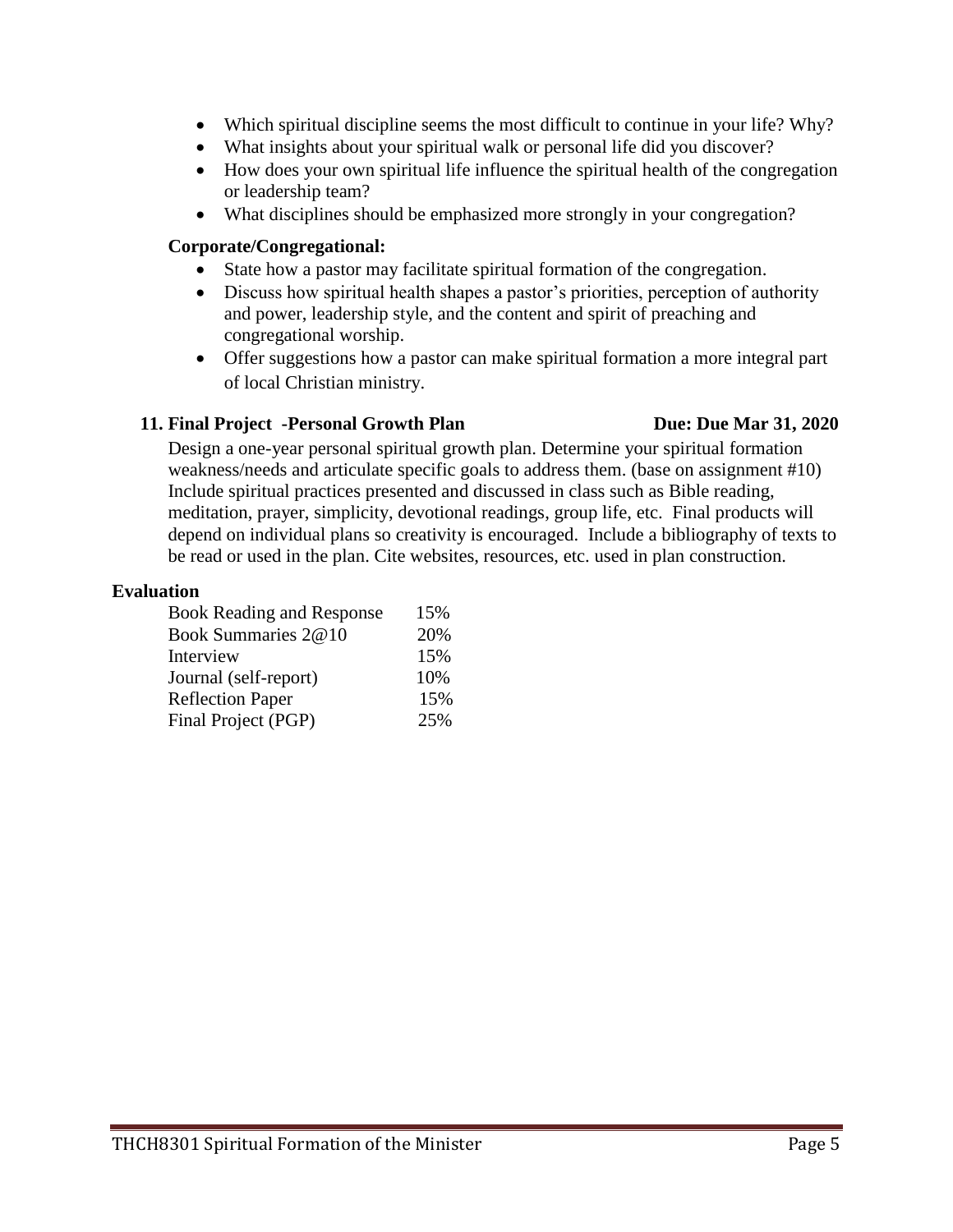- Which spiritual discipline seems the most difficult to continue in your life? Why?
- What insights about your spiritual walk or personal life did you discover?
- How does your own spiritual life influence the spiritual health of the congregation or leadership team?
- What disciplines should be emphasized more strongly in your congregation?

**Corporate/Congregational:**

- State how a pastor may facilitate spiritual formation of the congregation.
- Discuss how spiritual health shapes a pastor's priorities, perception of authority and power, leadership style, and the content and spirit of preaching and congregational worship.
- Offer suggestions how a pastor can make spiritual formation a more integral part of local Christian ministry.

**11. Final Project -Personal Growth Plan** **Due: Due Mar 31, 2020**

Design a one-year personal spiritual growth plan. Determine your spiritual formation weakness/needs and articulate specific goals to address them. (base on assignment #10) Include spiritual practices presented and discussed in class such as Bible reading, meditation, prayer, simplicity, devotional readings, group life, etc. Final products will depend on individual plans so creativity is encouraged. Include a bibliography of texts to be read or used in the plan. Cite websites, resources, etc. used in plan construction.

**Evaluation**

| | |
|---|---|
| Book Reading and Response | 15% |
| Book Summaries 2@10 | 20% |
| Interview | 15% |
| Journal (self-report) | 10% |
| Reflection Paper | 15% |
| Final Project (PGP) | 25% |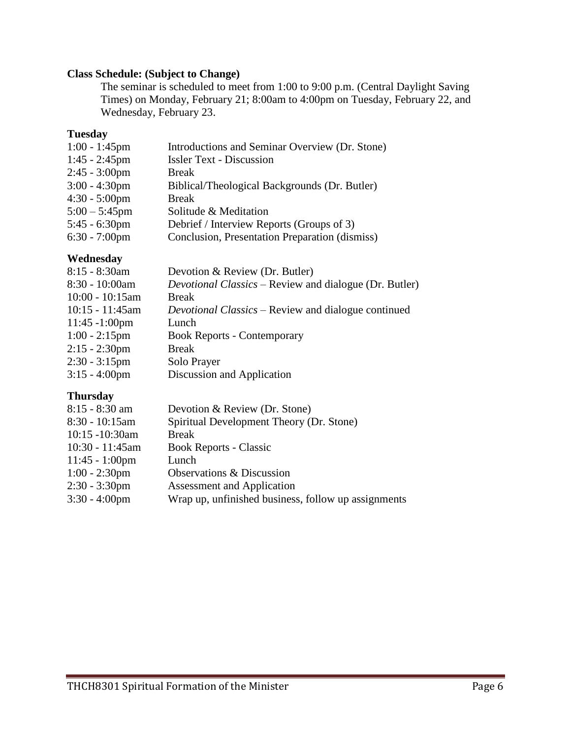**Class Schedule: (Subject to Change)**

The seminar is scheduled to meet from 1:00 to 9:00 p.m. (Central Daylight Saving Times) on Monday, February 21; 8:00am to 4:00pm on Tuesday, February 22, and Wednesday, February 23.

**Tuesday**

| | |
|---|---|
| 1:00 - 1:45pm | Introductions and Seminar Overview (Dr. Stone) |
| 1:45 - 2:45pm | Issler Text - Discussion |
| 2:45 - 3:00pm | Break |
| 3:00 - 4:30pm | Biblical/Theological Backgrounds (Dr. Butler) |
| 4:30 - 5:00pm | Break |
| 5:00 – 5:45pm | Solitude & Meditation |
| 5:45 - 6:30pm | Debrief / Interview Reports (Groups of 3) |
| 6:30 - 7:00pm | Conclusion, Presentation Preparation (dismiss) |

**Wednesday**

| | |
|---|---|
| 8:15 - 8:30am | Devotion & Review (Dr. Butler) |
| 8:30 - 10:00am | *Devotional Classics* – Review and dialogue (Dr. Butler) |
| 10:00 - 10:15am | Break |
| 10:15 - 11:45am | *Devotional Classics* – Review and dialogue continued |
| 11:45 -1:00pm | Lunch |
| 1:00 - 2:15pm | Book Reports - Contemporary |
| 2:15 - 2:30pm | Break |
| 2:30 - 3:15pm | Solo Prayer |
| 3:15 - 4:00pm | Discussion and Application |

**Thursday**

| | |
|---|---|
| 8:15 - 8:30 am | Devotion & Review (Dr. Stone) |
| 8:30 - 10:15am | Spiritual Development Theory (Dr. Stone) |
| 10:15 -10:30am | Break |
| 10:30 - 11:45am | Book Reports - Classic |
| 11:45 - 1:00pm | Lunch |
| 1:00 - 2:30pm | Observations & Discussion |
| 2:30 - 3:30pm | Assessment and Application |
| 3:30 - 4:00pm | Wrap up, unfinished business, follow up assignments |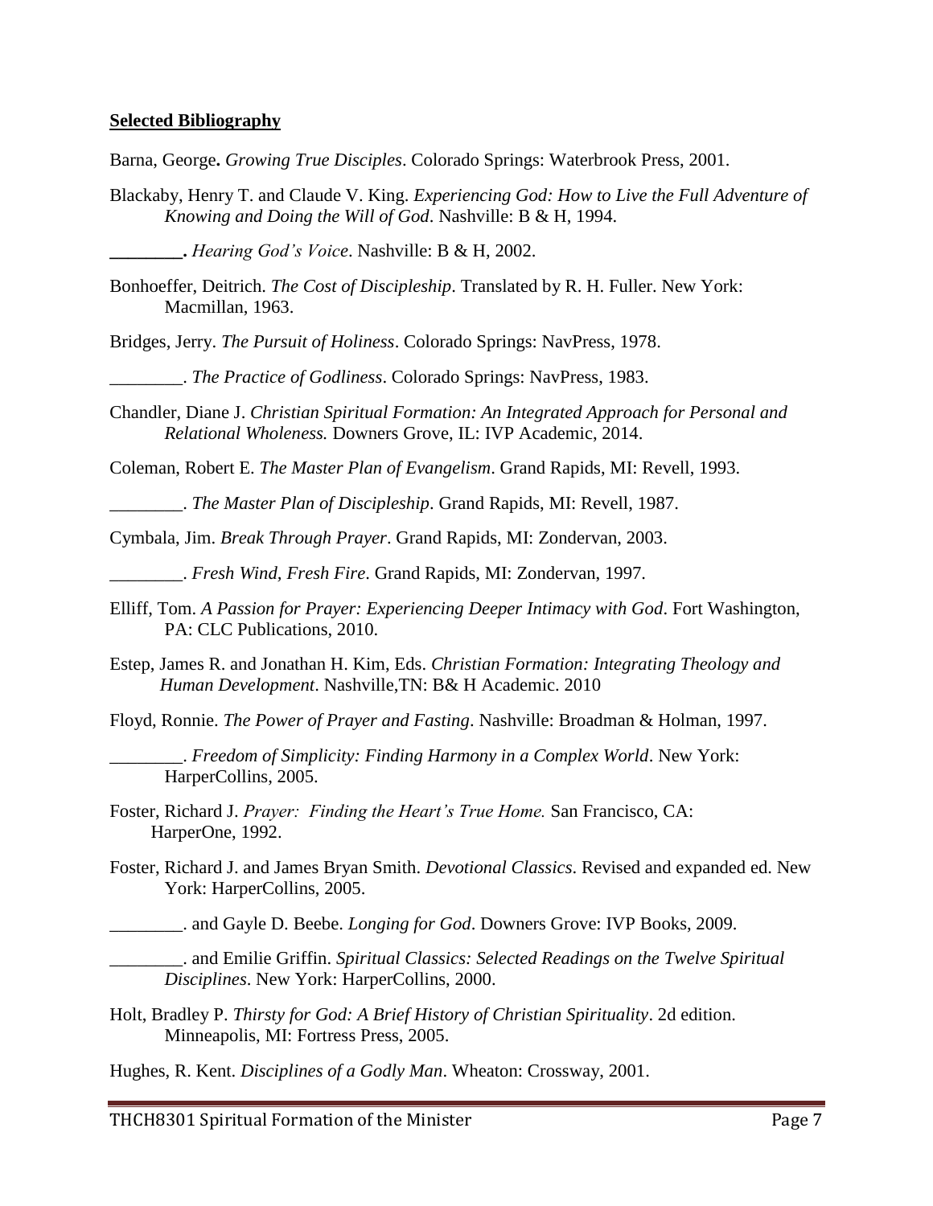**Selected Bibliography**

Barna, George**.** *Growing True Disciples*. Colorado Springs: Waterbrook Press, 2001.

Blackaby, Henry T. and Claude V. King. *Experiencing God: How to Live the Full Adventure of Knowing and Doing the Will of God*. Nashville: B & H, 1994.

**________.** *Hearing God's Voice*. Nashville: B & H, 2002.

Bonhoeffer, Deitrich. *The Cost of Discipleship*. Translated by R. H. Fuller. New York: Macmillan, 1963.

Bridges, Jerry. *The Pursuit of Holiness*. Colorado Springs: NavPress, 1978.

________. *The Practice of Godliness*. Colorado Springs: NavPress, 1983.

Chandler, Diane J. *Christian Spiritual Formation: An Integrated Approach for Personal and Relational Wholeness.* Downers Grove, IL: IVP Academic, 2014.

Coleman, Robert E. *The Master Plan of Evangelism*. Grand Rapids, MI: Revell, 1993.

________. *The Master Plan of Discipleship*. Grand Rapids, MI: Revell, 1987.

Cymbala, Jim. *Break Through Prayer*. Grand Rapids, MI: Zondervan, 2003.

________. *Fresh Wind, Fresh Fire*. Grand Rapids, MI: Zondervan, 1997.

Elliff, Tom. *A Passion for Prayer: Experiencing Deeper Intimacy with God*. Fort Washington, PA: CLC Publications, 2010.

Estep, James R. and Jonathan H. Kim, Eds. *Christian Formation: Integrating Theology and Human Development*. Nashville,TN: B& H Academic. 2010

Floyd, Ronnie. *The Power of Prayer and Fasting*. Nashville: Broadman & Holman, 1997.

________. *Freedom of Simplicity: Finding Harmony in a Complex World*. New York: HarperCollins, 2005.

Foster, Richard J. *Prayer: Finding the Heart's True Home.* San Francisco, CA: HarperOne, 1992.

Foster, Richard J. and James Bryan Smith. *Devotional Classics*. Revised and expanded ed. New York: HarperCollins, 2005.

________. and Gayle D. Beebe. *Longing for God*. Downers Grove: IVP Books, 2009.

________. and Emilie Griffin. *Spiritual Classics: Selected Readings on the Twelve Spiritual Disciplines*. New York: HarperCollins, 2000.

Holt, Bradley P. *Thirsty for God: A Brief History of Christian Spirituality*. 2d edition. Minneapolis, MI: Fortress Press, 2005.

Hughes, R. Kent. *Disciplines of a Godly Man*. Wheaton: Crossway, 2001.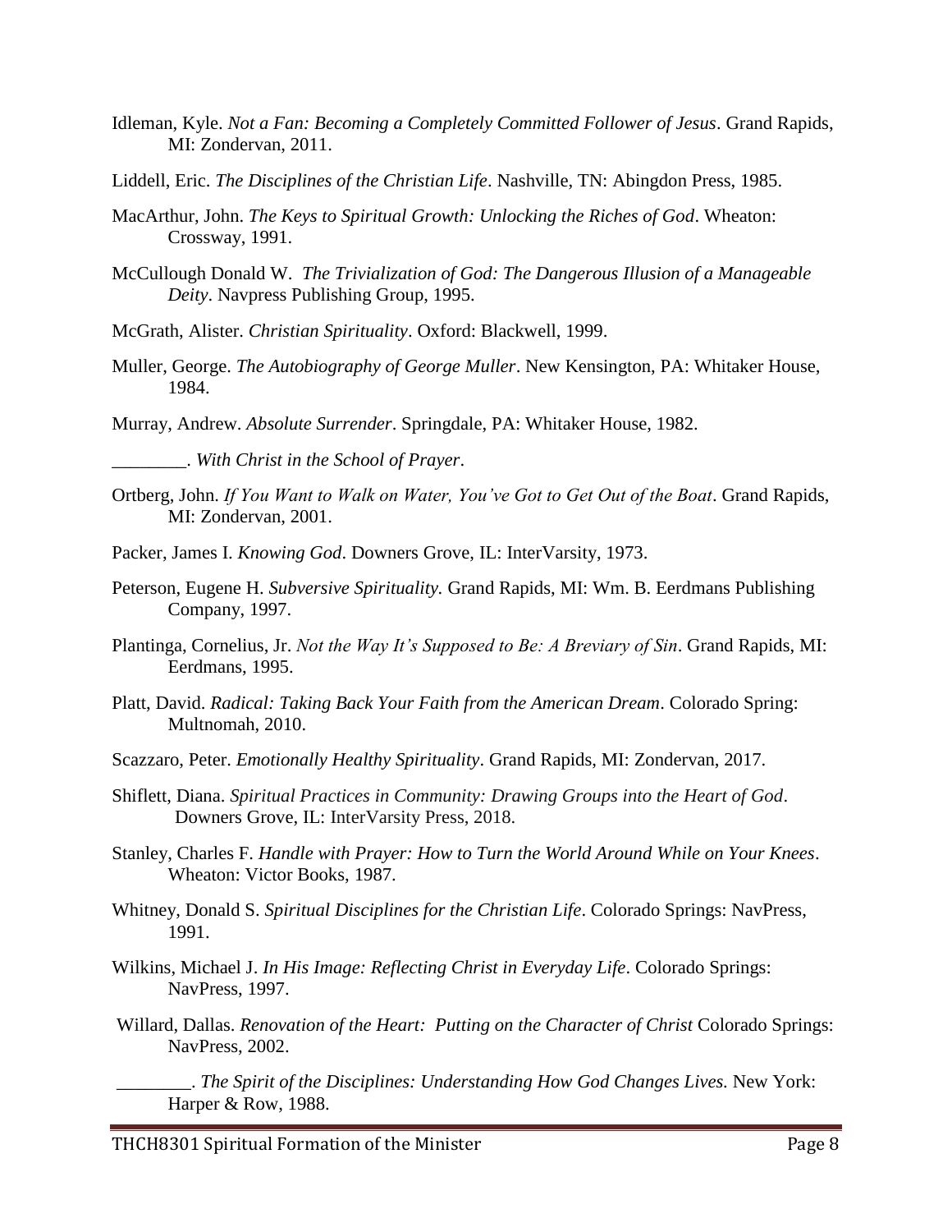Idleman, Kyle. *Not a Fan: Becoming a Completely Committed Follower of Jesus*. Grand Rapids, MI: Zondervan, 2011.

Liddell, Eric. *The Disciplines of the Christian Life*. Nashville, TN: Abingdon Press, 1985.

MacArthur, John. *The Keys to Spiritual Growth: Unlocking the Riches of God*. Wheaton: Crossway, 1991.

McCullough Donald W. *The Trivialization of God: The Dangerous Illusion of a Manageable Deity*. Navpress Publishing Group, 1995.

McGrath, Alister. *Christian Spirituality*. Oxford: Blackwell, 1999.

Muller, George. *The Autobiography of George Muller*. New Kensington, PA: Whitaker House, 1984.

Murray, Andrew. *Absolute Surrender*. Springdale, PA: Whitaker House, 1982.

________. *With Christ in the School of Prayer*.

Ortberg, John. *If You Want to Walk on Water, You've Got to Get Out of the Boat*. Grand Rapids, MI: Zondervan, 2001.

Packer, James I. *Knowing God*. Downers Grove, IL: InterVarsity, 1973.

Peterson, Eugene H. *Subversive Spirituality.* Grand Rapids, MI: Wm. B. Eerdmans Publishing Company, 1997.

Plantinga, Cornelius, Jr. *Not the Way It's Supposed to Be: A Breviary of Sin*. Grand Rapids, MI: Eerdmans, 1995.

Platt, David. *Radical: Taking Back Your Faith from the American Dream*. Colorado Spring: Multnomah, 2010.

Scazzaro, Peter. *Emotionally Healthy Spirituality*. Grand Rapids, MI: Zondervan, 2017.

Shiflett, Diana. *Spiritual Practices in Community: Drawing Groups into the Heart of God*. Downers Grove, IL: InterVarsity Press, 2018.

Stanley, Charles F. *Handle with Prayer: How to Turn the World Around While on Your Knees*. Wheaton: Victor Books, 1987.

Whitney, Donald S. *Spiritual Disciplines for the Christian Life*. Colorado Springs: NavPress, 1991.

Wilkins, Michael J. *In His Image: Reflecting Christ in Everyday Life*. Colorado Springs: NavPress, 1997.

Willard, Dallas. *Renovation of the Heart: Putting on the Character of Christ* Colorado Springs: NavPress, 2002.

________. *The Spirit of the Disciplines: Understanding How God Changes Lives.* New York: Harper & Row, 1988.